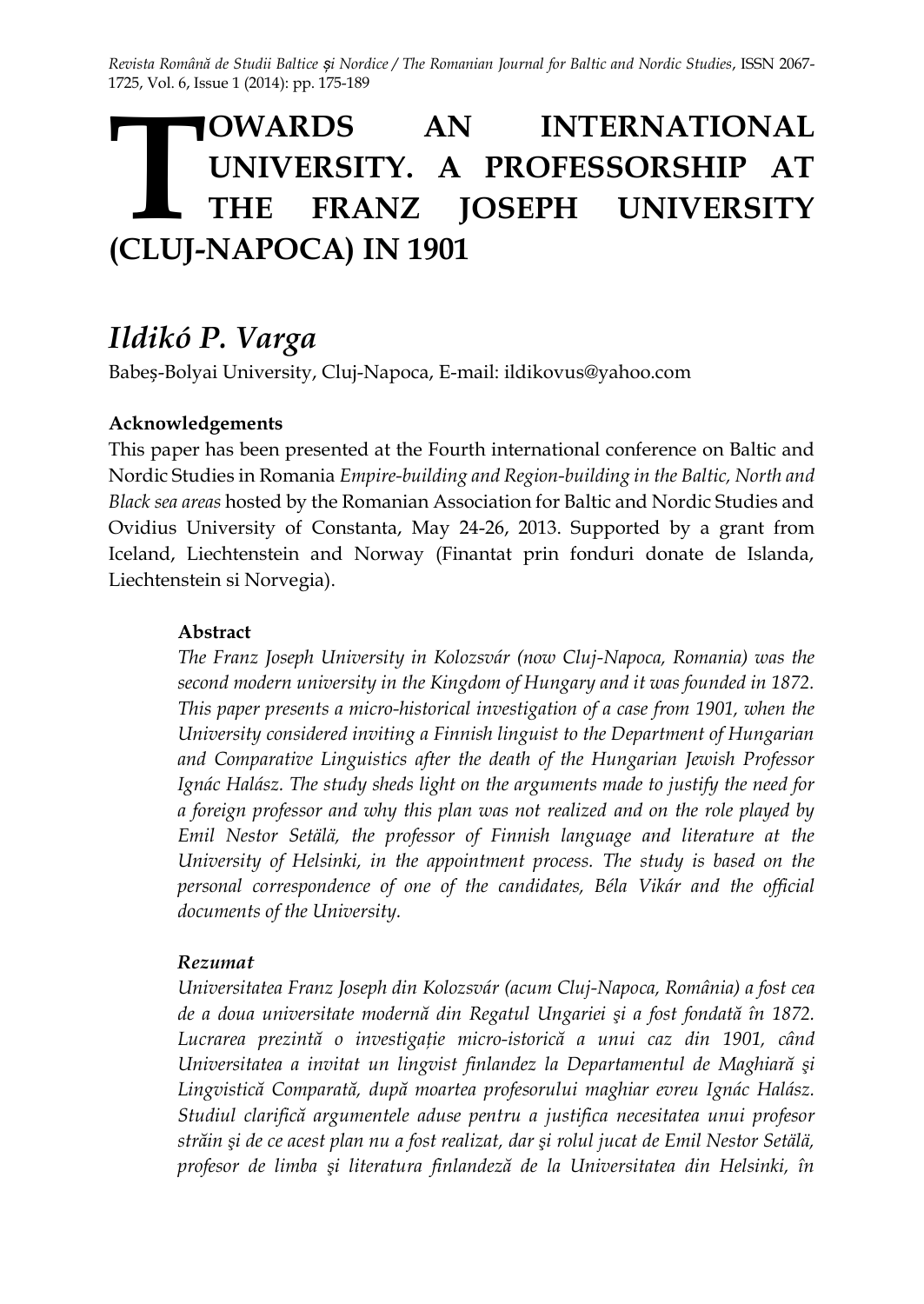# TOWARDS AN INTERNATIONAL UNIVERSITY. A PROFESSORSHIP AT THE FRANZ JOSEPH UNIVERSITY (CLUJ-NAPOCA) IN 1901

## *Ildikó P. Varga*

Babeș-Bolyai University, Cluj-Napoca, E-mail: ildikovus@yahoo.com

**Acknowledgements**

This paper has been presented at the Fourth international conference on Baltic and Nordic Studies in Romania *Empire-building and Region-building in the Baltic, North and Black sea areas* hosted by the Romanian Association for Baltic and Nordic Studies and Ovidius University of Constanta, May 24-26, 2013. Supported by a grant from Iceland, Liechtenstein and Norway (Finantat prin fonduri donate de Islanda, Liechtenstein si Norvegia).

**Abstract**

*The Franz Joseph University in Kolozsvár (now Cluj-Napoca, Romania) was the second modern university in the Kingdom of Hungary and it was founded in 1872. This paper presents a micro-historical investigation of a case from 1901, when the University considered inviting a Finnish linguist to the Department of Hungarian and Comparative Linguistics after the death of the Hungarian Jewish Professor Ignác Halász. The study sheds light on the arguments made to justify the need for a foreign professor and why this plan was not realized and on the role played by Emil Nestor Setälä, the professor of Finnish language and literature at the University of Helsinki, in the appointment process. The study is based on the personal correspondence of one of the candidates, Béla Vikár and the official documents of the University.*

***Rezumat***

*Universitatea Franz Joseph din Kolozsvár (acum Cluj-Napoca, România) a fost cea de a doua universitate modernă din Regatul Ungariei şi a fost fondată în 1872. Lucrarea prezintă o investigație micro-istorică a unui caz din 1901, când Universitatea a invitat un lingvist finlandez la Departamentul de Maghiară şi Lingvistică Comparată, după moartea profesorului maghiar evreu Ignác Halász. Studiul clarifică argumentele aduse pentru a justifica necesitatea unui profesor străin şi de ce acest plan nu a fost realizat, dar şi rolul jucat de Emil Nestor Setälä, profesor de limba şi literatura finlandeză de la Universitatea din Helsinki, în*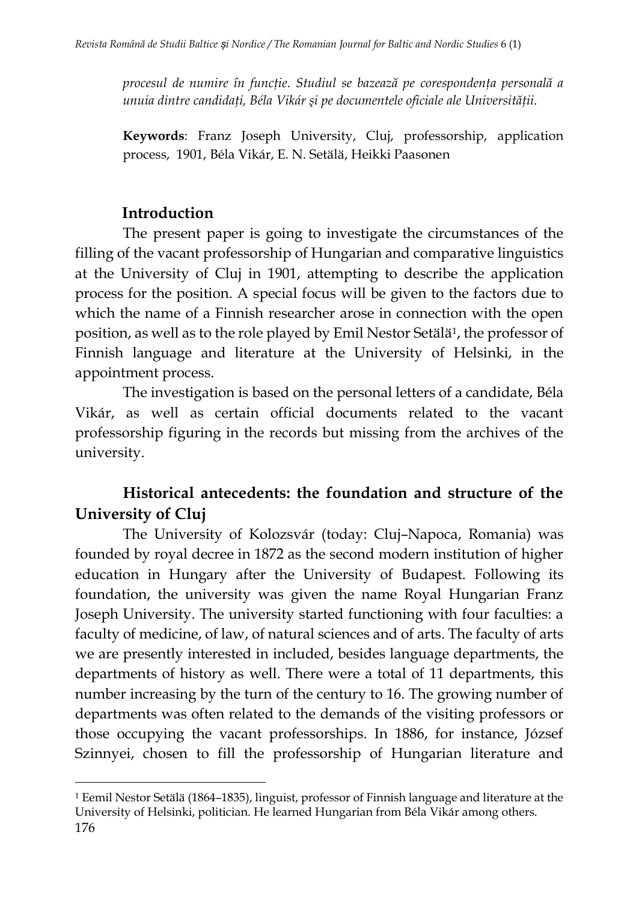*procesul de numire în funcție. Studiul se bazează pe corespondența personală a unuia dintre candidați, Béla Vikár și pe documentele oficiale ale Universității.*

**Keywords**: Franz Joseph University, Cluj, professorship, application process, 1901, Béla Vikár, E. N. Setälä, Heikki Paasonen

## Introduction

The present paper is going to investigate the circumstances of the filling of the vacant professorship of Hungarian and comparative linguistics at the University of Cluj in 1901, attempting to describe the application process for the position. A special focus will be given to the factors due to which the name of a Finnish researcher arose in connection with the open position, as well as to the role played by Emil Nestor Setälä[1], the professor of Finnish language and literature at the University of Helsinki, in the appointment process.

The investigation is based on the personal letters of a candidate, Béla Vikár, as well as certain official documents related to the vacant professorship figuring in the records but missing from the archives of the university.

## Historical antecedents: the foundation and structure of the University of Cluj

The University of Kolozsvár (today: Cluj–Napoca, Romania) was founded by royal decree in 1872 as the second modern institution of higher education in Hungary after the University of Budapest. Following its foundation, the university was given the name Royal Hungarian Franz Joseph University. The university started functioning with four faculties: a faculty of medicine, of law, of natural sciences and of arts. The faculty of arts we are presently interested in included, besides language departments, the departments of history as well. There were a total of 11 departments, this number increasing by the turn of the century to 16. The growing number of departments was often related to the demands of the visiting professors or those occupying the vacant professorships. In 1886, for instance, József Szinnyei, chosen to fill the professorship of Hungarian literature and

---

[1] Eemil Nestor Setälä (1864–1835), linguist, professor of Finnish language and literature at the University of Helsinki, politician. He learned Hungarian from Béla Vikár among others.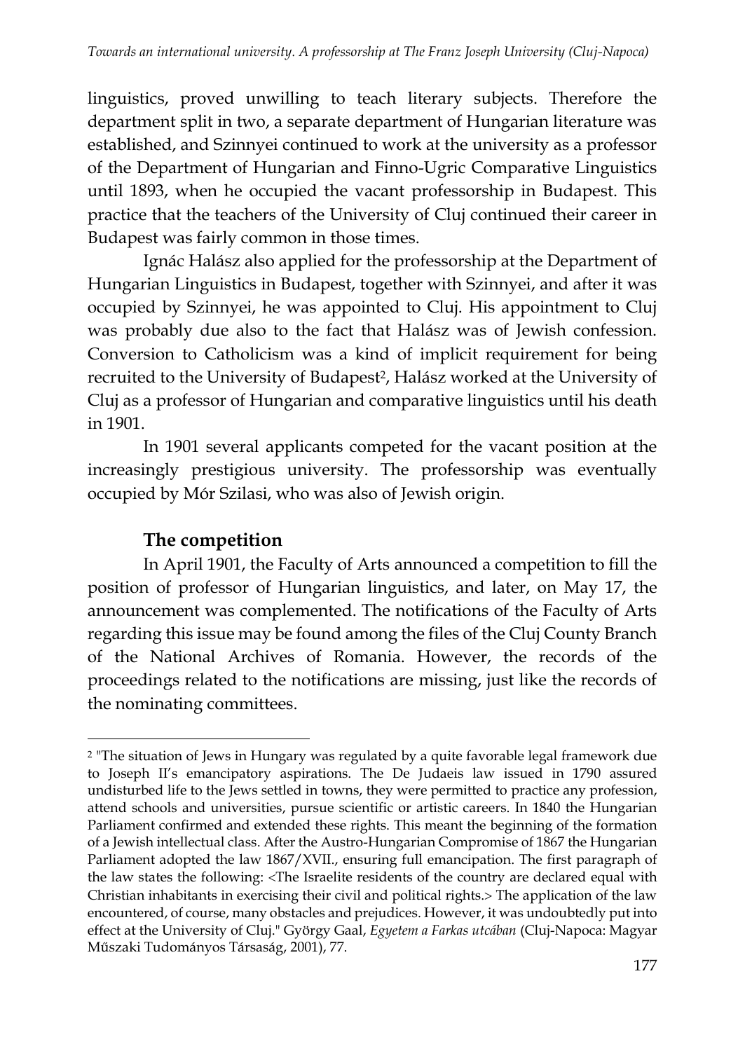linguistics, proved unwilling to teach literary subjects. Therefore the department split in two, a separate department of Hungarian literature was established, and Szinnyei continued to work at the university as a professor of the Department of Hungarian and Finno-Ugric Comparative Linguistics until 1893, when he occupied the vacant professorship in Budapest. This practice that the teachers of the University of Cluj continued their career in Budapest was fairly common in those times.

Ignác Halász also applied for the professorship at the Department of Hungarian Linguistics in Budapest, together with Szinnyei, and after it was occupied by Szinnyei, he was appointed to Cluj. His appointment to Cluj was probably due also to the fact that Halász was of Jewish confession. Conversion to Catholicism was a kind of implicit requirement for being recruited to the University of Budapest[2], Halász worked at the University of Cluj as a professor of Hungarian and comparative linguistics until his death in 1901.

In 1901 several applicants competed for the vacant position at the increasingly prestigious university. The professorship was eventually occupied by Mór Szilasi, who was also of Jewish origin.

## The competition

In April 1901, the Faculty of Arts announced a competition to fill the position of professor of Hungarian linguistics, and later, on May 17, the announcement was complemented. The notifications of the Faculty of Arts regarding this issue may be found among the files of the Cluj County Branch of the National Archives of Romania. However, the records of the proceedings related to the notifications are missing, just like the records of the nominating committees.

---

[2] "The situation of Jews in Hungary was regulated by a quite favorable legal framework due to Joseph II's emancipatory aspirations. The De Judaeis law issued in 1790 assured undisturbed life to the Jews settled in towns, they were permitted to practice any profession, attend schools and universities, pursue scientific or artistic careers. In 1840 the Hungarian Parliament confirmed and extended these rights. This meant the beginning of the formation of a Jewish intellectual class. After the Austro-Hungarian Compromise of 1867 the Hungarian Parliament adopted the law 1867/XVII., ensuring full emancipation. The first paragraph of the law states the following: <The Israelite residents of the country are declared equal with Christian inhabitants in exercising their civil and political rights.> The application of the law encountered, of course, many obstacles and prejudices. However, it was undoubtedly put into effect at the University of Cluj." György Gaal, *Egyetem a Farkas utcában* (Cluj-Napoca: Magyar Műszaki Tudományos Társaság, 2001), 77.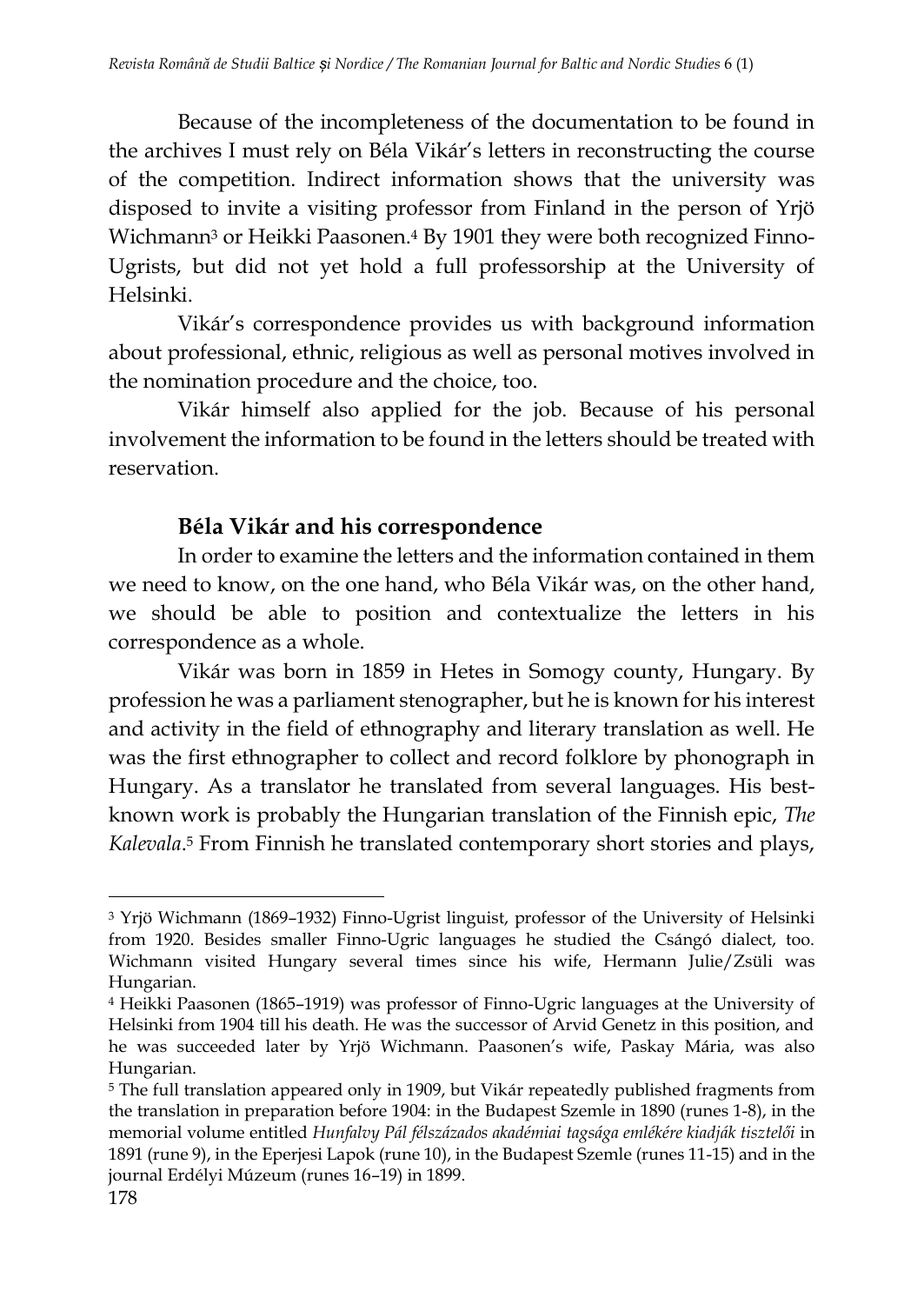Because of the incompleteness of the documentation to be found in the archives I must rely on Béla Vikár's letters in reconstructing the course of the competition. Indirect information shows that the university was disposed to invite a visiting professor from Finland in the person of Yrjö Wichmann[3] or Heikki Paasonen.[4] By 1901 they were both recognized Finno-Ugrists, but did not yet hold a full professorship at the University of Helsinki.

Vikár's correspondence provides us with background information about professional, ethnic, religious as well as personal motives involved in the nomination procedure and the choice, too.

Vikár himself also applied for the job. Because of his personal involvement the information to be found in the letters should be treated with reservation.

## Béla Vikár and his correspondence

In order to examine the letters and the information contained in them we need to know, on the one hand, who Béla Vikár was, on the other hand, we should be able to position and contextualize the letters in his correspondence as a whole.

Vikár was born in 1859 in Hetes in Somogy county, Hungary. By profession he was a parliament stenographer, but he is known for his interest and activity in the field of ethnography and literary translation as well. He was the first ethnographer to collect and record folklore by phonograph in Hungary. As a translator he translated from several languages. His best-known work is probably the Hungarian translation of the Finnish epic, *The Kalevala*.[5] From Finnish he translated contemporary short stories and plays,

---

[3] Yrjö Wichmann (1869–1932) Finno-Ugrist linguist, professor of the University of Helsinki from 1920. Besides smaller Finno-Ugric languages he studied the Csángó dialect, too. Wichmann visited Hungary several times since his wife, Hermann Julie/Züli was Hungarian.

[4] Heikki Paasonen (1865–1919) was professor of Finno-Ugric languages at the University of Helsinki from 1904 till his death. He was the successor of Arvid Genetz in this position, and he was succeeded later by Yrjö Wichmann. Paasonen's wife, Paskay Mária, was also Hungarian.

[5] The full translation appeared only in 1909, but Vikár repeatedly published fragments from the translation in preparation before 1904: in the Budapest Szemle in 1890 (runes 1-8), in the memorial volume entitled *Hunfalvy Pál félszázados akadémiai tagsága emlékére kiadják tisztelői* in 1891 (rune 9), in the Eperjesi Lapok (rune 10), in the Budapest Szemle (runes 11-15) and in the journal Erdélyi Múzeum (runes 16–19) in 1899.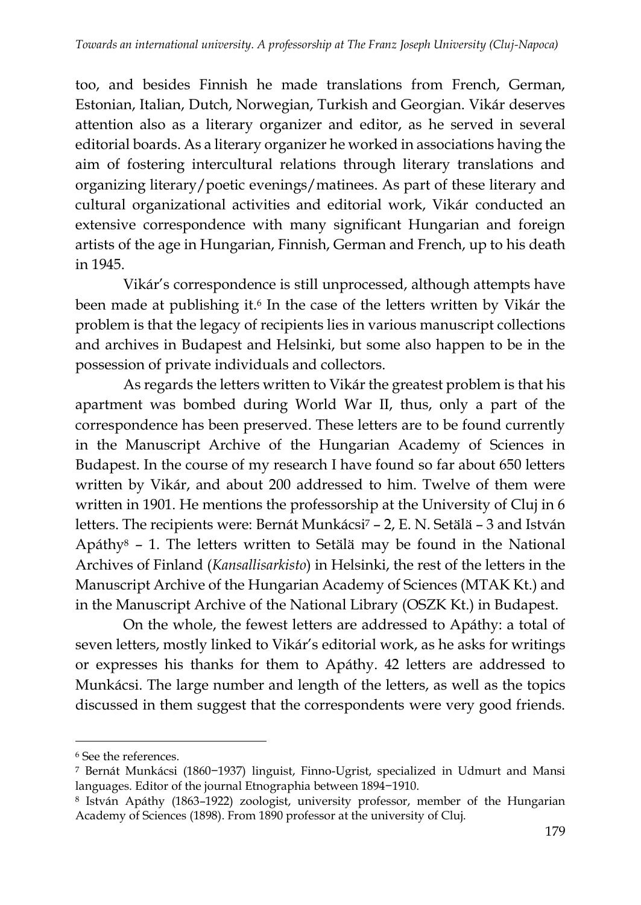too, and besides Finnish he made translations from French, German, Estonian, Italian, Dutch, Norwegian, Turkish and Georgian. Vikár deserves attention also as a literary organizer and editor, as he served in several editorial boards. As a literary organizer he worked in associations having the aim of fostering intercultural relations through literary translations and organizing literary/poetic evenings/matinees. As part of these literary and cultural organizational activities and editorial work, Vikár conducted an extensive correspondence with many significant Hungarian and foreign artists of the age in Hungarian, Finnish, German and French, up to his death in 1945.

Vikár's correspondence is still unprocessed, although attempts have been made at publishing it.[6] In the case of the letters written by Vikár the problem is that the legacy of recipients lies in various manuscript collections and archives in Budapest and Helsinki, but some also happen to be in the possession of private individuals and collectors.

As regards the letters written to Vikár the greatest problem is that his apartment was bombed during World War II, thus, only a part of the correspondence has been preserved. These letters are to be found currently in the Manuscript Archive of the Hungarian Academy of Sciences in Budapest. In the course of my research I have found so far about 650 letters written by Vikár, and about 200 addressed to him. Twelve of them were written in 1901. He mentions the professorship at the University of Cluj in 6 letters. The recipients were: Bernát Munkácsi[7] – 2, E. N. Setälä – 3 and István Apáthy[8] – 1. The letters written to Setälä may be found in the National Archives of Finland (*Kansallisarkisto*) in Helsinki, the rest of the letters in the Manuscript Archive of the Hungarian Academy of Sciences (MTAK Kt.) and in the Manuscript Archive of the National Library (OSZK Kt.) in Budapest.

On the whole, the fewest letters are addressed to Apáthy: a total of seven letters, mostly linked to Vikár's editorial work, as he asks for writings or expresses his thanks for them to Apáthy. 42 letters are addressed to Munkácsi. The large number and length of the letters, as well as the topics discussed in them suggest that the correspondents were very good friends.

---

[6] See the references.

[7] Bernát Munkácsi (1860−1937) linguist, Finno-Ugrist, specialized in Udmurt and Mansi languages. Editor of the journal Etnographia between 1894−1910.

[8] István Apáthy (1863–1922) zoologist, university professor, member of the Hungarian Academy of Sciences (1898). From 1890 professor at the university of Cluj.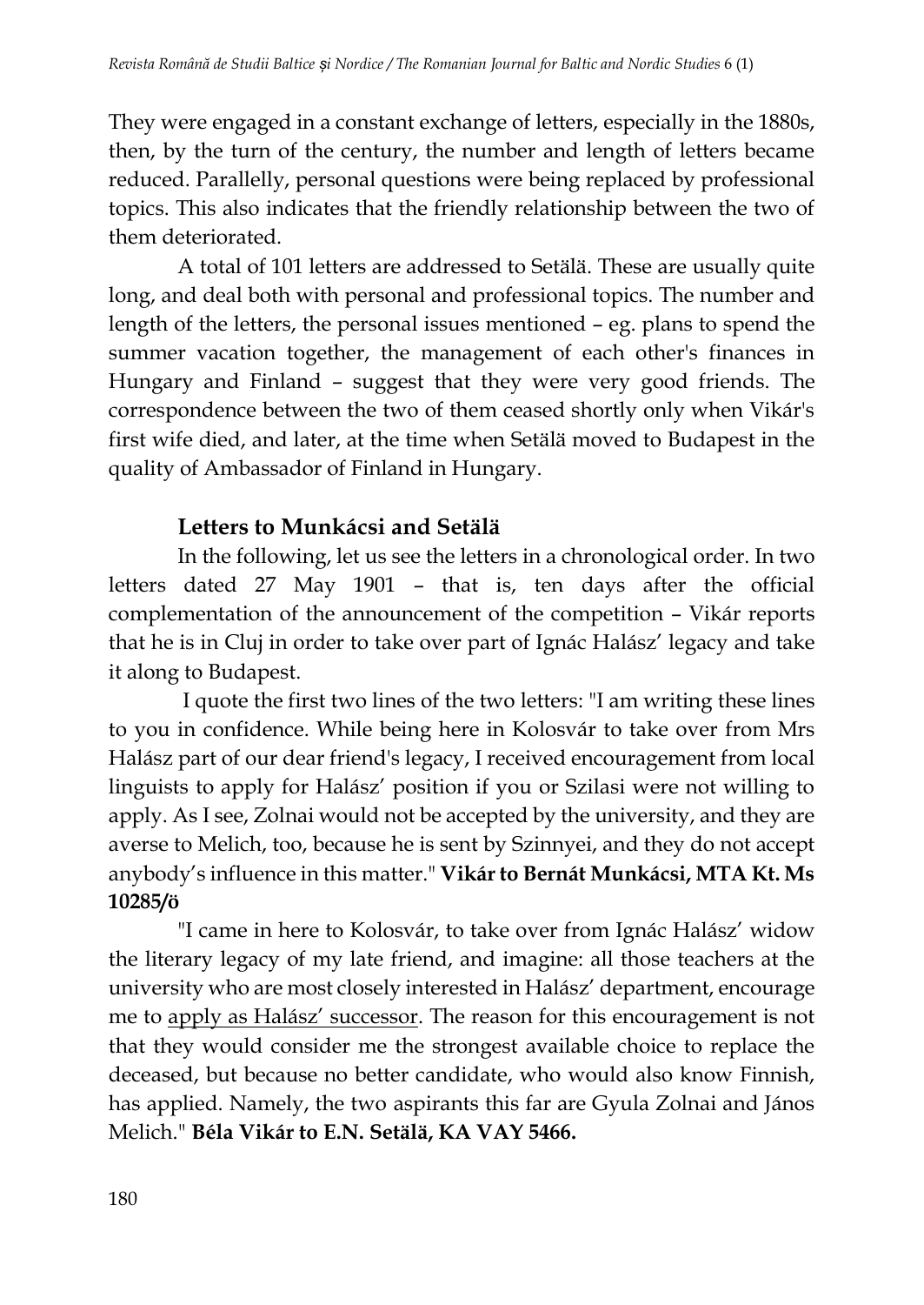They were engaged in a constant exchange of letters, especially in the 1880s, then, by the turn of the century, the number and length of letters became reduced. Parallelly, personal questions were being replaced by professional topics. This also indicates that the friendly relationship between the two of them deteriorated.

A total of 101 letters are addressed to Setälä. These are usually quite long, and deal both with personal and professional topics. The number and length of the letters, the personal issues mentioned – eg. plans to spend the summer vacation together, the management of each other's finances in Hungary and Finland – suggest that they were very good friends. The correspondence between the two of them ceased shortly only when Vikár's first wife died, and later, at the time when Setälä moved to Budapest in the quality of Ambassador of Finland in Hungary.

### Letters to Munkácsi and Setälä

In the following, let us see the letters in a chronological order. In two letters dated 27 May 1901 – that is, ten days after the official complementation of the announcement of the competition – Vikár reports that he is in Cluj in order to take over part of Ignác Halász' legacy and take it along to Budapest.

I quote the first two lines of the two letters: "I am writing these lines to you in confidence. While being here in Kolosvár to take over from Mrs Halász part of our dear friend's legacy, I received encouragement from local linguists to apply for Halász' position if you or Szilasi were not willing to apply. As I see, Zolnai would not be accepted by the university, and they are averse to Melich, too, because he is sent by Szinnyei, and they do not accept anybody's influence in this matter." **Vikár to Bernát Munkácsi, MTA Kt. Ms 10285/ö**

"I came in here to Kolosvár, to take over from Ignác Halász' widow the literary legacy of my late friend, and imagine: all those teachers at the university who are most closely interested in Halász' department, encourage me to <u>apply as Halász' successor</u>. The reason for this encouragement is not that they would consider me the strongest available choice to replace the deceased, but because no better candidate, who would also know Finnish, has applied. Namely, the two aspirants this far are Gyula Zolnai and János Melich." **Béla Vikár to E.N. Setälä, KA VAY 5466.**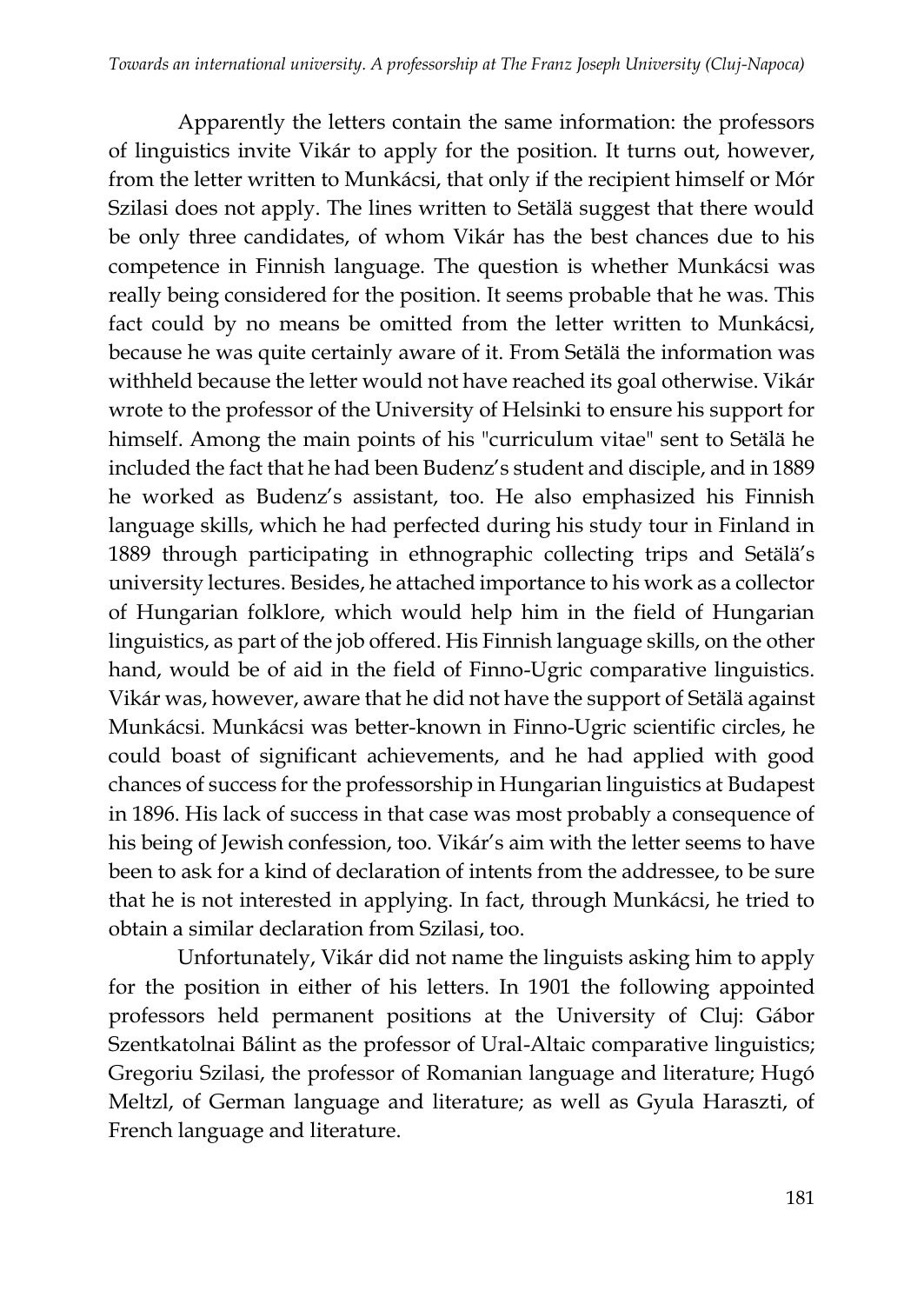Apparently the letters contain the same information: the professors of linguistics invite Vikár to apply for the position. It turns out, however, from the letter written to Munkácsi, that only if the recipient himself or Mór Szilasi does not apply. The lines written to Setälä suggest that there would be only three candidates, of whom Vikár has the best chances due to his competence in Finnish language. The question is whether Munkácsi was really being considered for the position. It seems probable that he was. This fact could by no means be omitted from the letter written to Munkácsi, because he was quite certainly aware of it. From Setälä the information was withheld because the letter would not have reached its goal otherwise. Vikár wrote to the professor of the University of Helsinki to ensure his support for himself. Among the main points of his "curriculum vitae" sent to Setälä he included the fact that he had been Budenz's student and disciple, and in 1889 he worked as Budenz's assistant, too. He also emphasized his Finnish language skills, which he had perfected during his study tour in Finland in 1889 through participating in ethnographic collecting trips and Setälä's university lectures. Besides, he attached importance to his work as a collector of Hungarian folklore, which would help him in the field of Hungarian linguistics, as part of the job offered. His Finnish language skills, on the other hand, would be of aid in the field of Finno-Ugric comparative linguistics. Vikár was, however, aware that he did not have the support of Setälä against Munkácsi. Munkácsi was better-known in Finno-Ugric scientific circles, he could boast of significant achievements, and he had applied with good chances of success for the professorship in Hungarian linguistics at Budapest in 1896. His lack of success in that case was most probably a consequence of his being of Jewish confession, too. Vikár's aim with the letter seems to have been to ask for a kind of declaration of intents from the addressee, to be sure that he is not interested in applying. In fact, through Munkácsi, he tried to obtain a similar declaration from Szilasi, too.

Unfortunately, Vikár did not name the linguists asking him to apply for the position in either of his letters. In 1901 the following appointed professors held permanent positions at the University of Cluj: Gábor Szentkatolnai Bálint as the professor of Ural-Altaic comparative linguistics; Gregoriu Szilasi, the professor of Romanian language and literature; Hugó Meltzl, of German language and literature; as well as Gyula Haraszti, of French language and literature.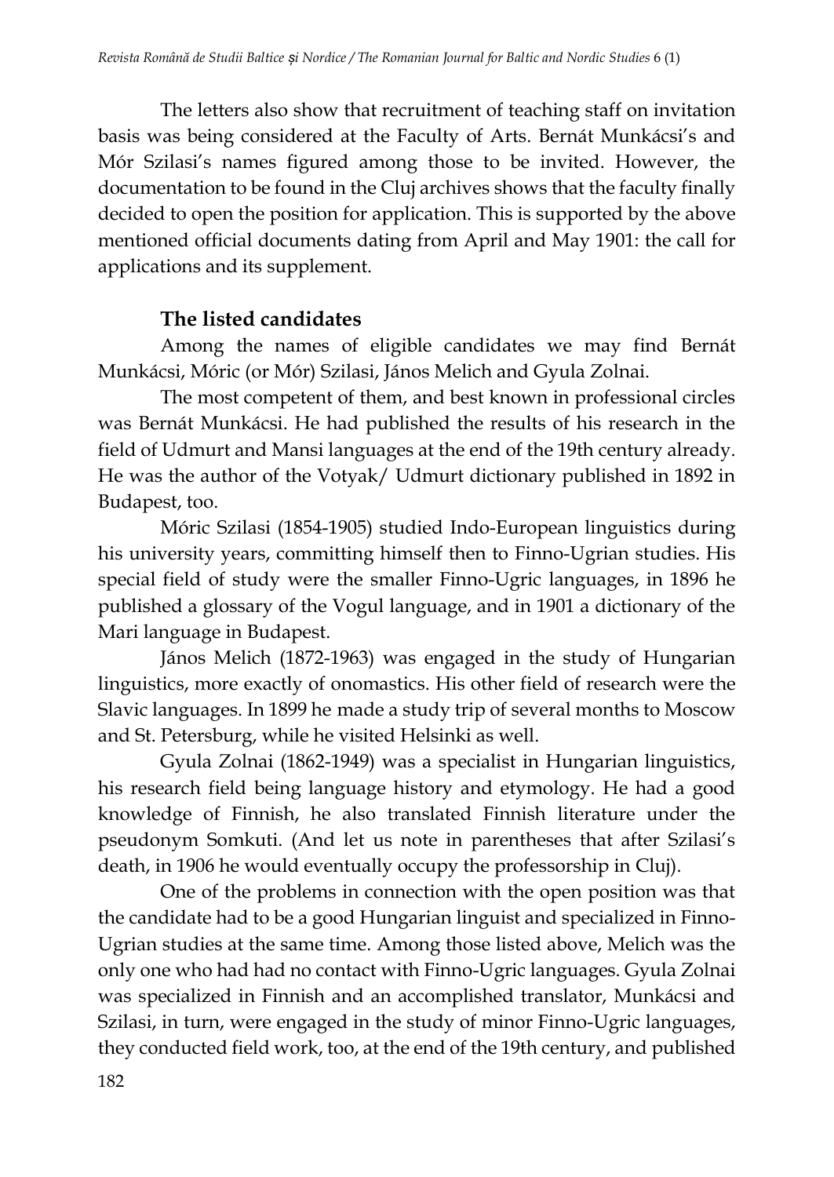The letters also show that recruitment of teaching staff on invitation basis was being considered at the Faculty of Arts. Bernát Munkácsi's and Mór Szilasi's names figured among those to be invited. However, the documentation to be found in the Cluj archives shows that the faculty finally decided to open the position for application. This is supported by the above mentioned official documents dating from April and May 1901: the call for applications and its supplement.

## The listed candidates

Among the names of eligible candidates we may find Bernát Munkácsi, Móric (or Mór) Szilasi, János Melich and Gyula Zolnai.

The most competent of them, and best known in professional circles was Bernát Munkácsi. He had published the results of his research in the field of Udmurt and Mansi languages at the end of the 19th century already. He was the author of the Votyak/ Udmurt dictionary published in 1892 in Budapest, too.

Móric Szilasi (1854-1905) studied Indo-European linguistics during his university years, committing himself then to Finno-Ugrian studies. His special field of study were the smaller Finno-Ugric languages, in 1896 he published a glossary of the Vogul language, and in 1901 a dictionary of the Mari language in Budapest.

János Melich (1872-1963) was engaged in the study of Hungarian linguistics, more exactly of onomastics. His other field of research were the Slavic languages. In 1899 he made a study trip of several months to Moscow and St. Petersburg, while he visited Helsinki as well.

Gyula Zolnai (1862-1949) was a specialist in Hungarian linguistics, his research field being language history and etymology. He had a good knowledge of Finnish, he also translated Finnish literature under the pseudonym Somkuti. (And let us note in parentheses that after Szilasi's death, in 1906 he would eventually occupy the professorship in Cluj).

One of the problems in connection with the open position was that the candidate had to be a good Hungarian linguist and specialized in Finno-Ugrian studies at the same time. Among those listed above, Melich was the only one who had had no contact with Finno-Ugric languages. Gyula Zolnai was specialized in Finnish and an accomplished translator, Munkácsi and Szilasi, in turn, were engaged in the study of minor Finno-Ugric languages, they conducted field work, too, at the end of the 19th century, and published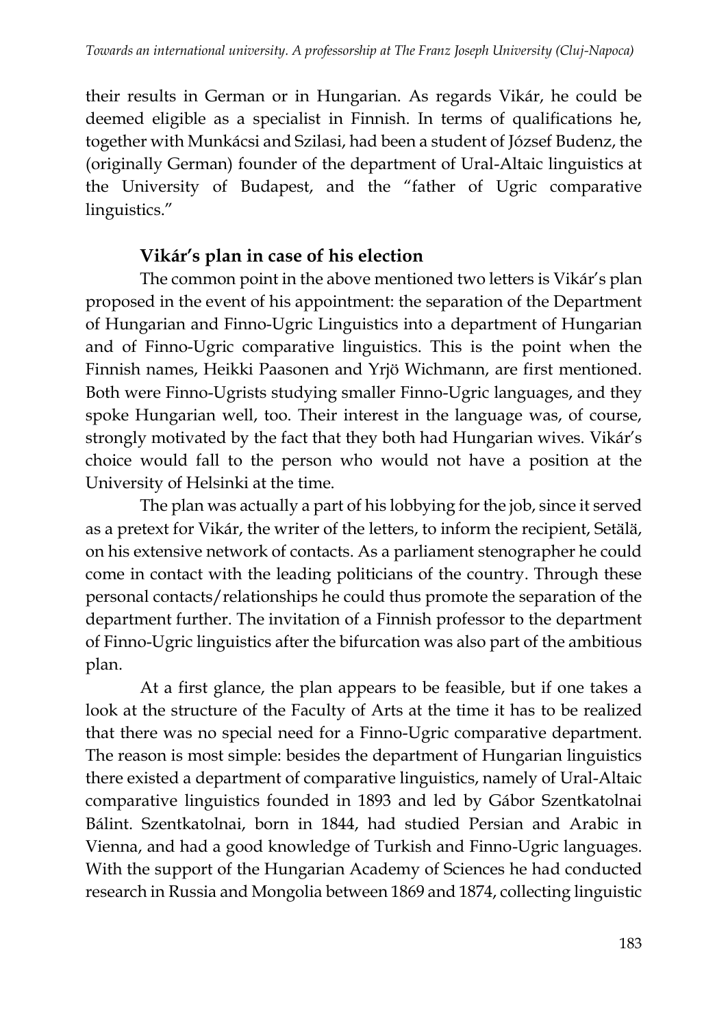their results in German or in Hungarian. As regards Vikár, he could be deemed eligible as a specialist in Finnish. In terms of qualifications he, together with Munkácsi and Szilasi, had been a student of József Budenz, the (originally German) founder of the department of Ural-Altaic linguistics at the University of Budapest, and the "father of Ugric comparative linguistics."

### Vikár's plan in case of his election

The common point in the above mentioned two letters is Vikár's plan proposed in the event of his appointment: the separation of the Department of Hungarian and Finno-Ugric Linguistics into a department of Hungarian and of Finno-Ugric comparative linguistics. This is the point when the Finnish names, Heikki Paasonen and Yrjö Wichmann, are first mentioned. Both were Finno-Ugrists studying smaller Finno-Ugric languages, and they spoke Hungarian well, too. Their interest in the language was, of course, strongly motivated by the fact that they both had Hungarian wives. Vikár's choice would fall to the person who would not have a position at the University of Helsinki at the time.

The plan was actually a part of his lobbying for the job, since it served as a pretext for Vikár, the writer of the letters, to inform the recipient, Setälä, on his extensive network of contacts. As a parliament stenographer he could come in contact with the leading politicians of the country. Through these personal contacts/relationships he could thus promote the separation of the department further. The invitation of a Finnish professor to the department of Finno-Ugric linguistics after the bifurcation was also part of the ambitious plan.

At a first glance, the plan appears to be feasible, but if one takes a look at the structure of the Faculty of Arts at the time it has to be realized that there was no special need for a Finno-Ugric comparative department. The reason is most simple: besides the department of Hungarian linguistics there existed a department of comparative linguistics, namely of Ural-Altaic comparative linguistics founded in 1893 and led by Gábor Szentkatolnai Bálint. Szentkatolnai, born in 1844, had studied Persian and Arabic in Vienna, and had a good knowledge of Turkish and Finno-Ugric languages. With the support of the Hungarian Academy of Sciences he had conducted research in Russia and Mongolia between 1869 and 1874, collecting linguistic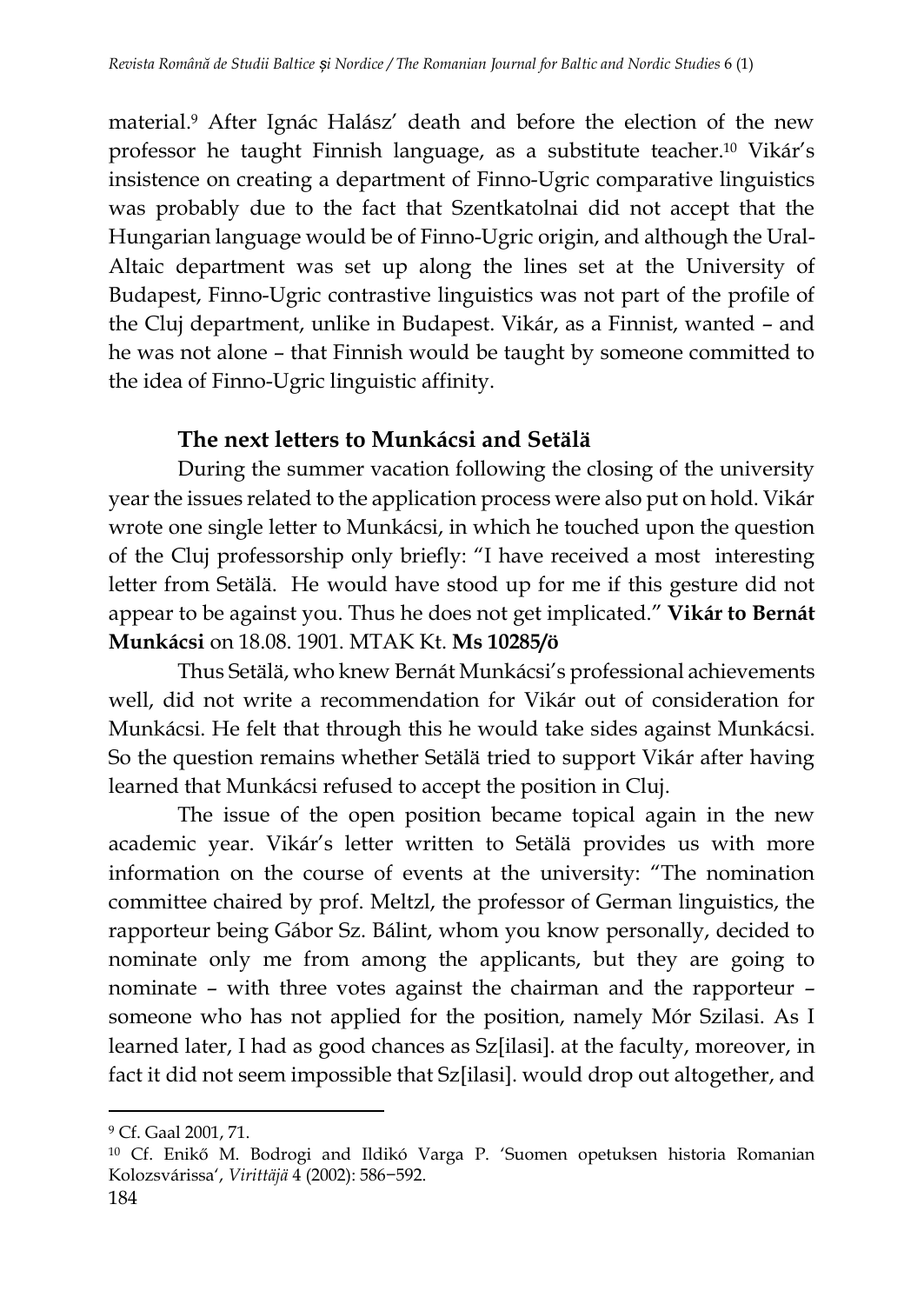material.[9] After Ignác Halász' death and before the election of the new professor he taught Finnish language, as a substitute teacher.[10] Vikár's insistence on creating a department of Finno-Ugric comparative linguistics was probably due to the fact that Szentkatolnai did not accept that the Hungarian language would be of Finno-Ugric origin, and although the Ural-Altaic department was set up along the lines set at the University of Budapest, Finno-Ugric contrastive linguistics was not part of the profile of the Cluj department, unlike in Budapest. Vikár, as a Finnist, wanted – and he was not alone – that Finnish would be taught by someone committed to the idea of Finno-Ugric linguistic affinity.

### The next letters to Munkácsi and Setälä

During the summer vacation following the closing of the university year the issues related to the application process were also put on hold. Vikár wrote one single letter to Munkácsi, in which he touched upon the question of the Cluj professorship only briefly: "I have received a most interesting letter from Setälä. He would have stood up for me if this gesture did not appear to be against you. Thus he does not get implicated." **Vikár to Bernát Munkácsi** on 18.08. 1901. MTAK Kt. **Ms 10285/ö**

Thus Setälä, who knew Bernát Munkácsi's professional achievements well, did not write a recommendation for Vikár out of consideration for Munkácsi. He felt that through this he would take sides against Munkácsi. So the question remains whether Setälä tried to support Vikár after having learned that Munkácsi refused to accept the position in Cluj.

The issue of the open position became topical again in the new academic year. Vikár's letter written to Setälä provides us with more information on the course of events at the university: "The nomination committee chaired by prof. Meltzl, the professor of German linguistics, the rapporteur being Gábor Sz. Bálint, whom you know personally, decided to nominate only me from among the applicants, but they are going to nominate – with three votes against the chairman and the rapporteur – someone who has not applied for the position, namely Mór Szilasi. As I learned later, I had as good chances as Sz[ilasi]. at the faculty, moreover, in fact it did not seem impossible that Sz[ilasi]. would drop out altogether, and

---

[9] Cf. Gaal 2001, 71.

[10] Cf. Enikő M. Bodrogi and Ildikó Varga P. 'Suomen opetuksen historia Romanian Kolozsvárissa', *Virittäjä* 4 (2002): 586−592.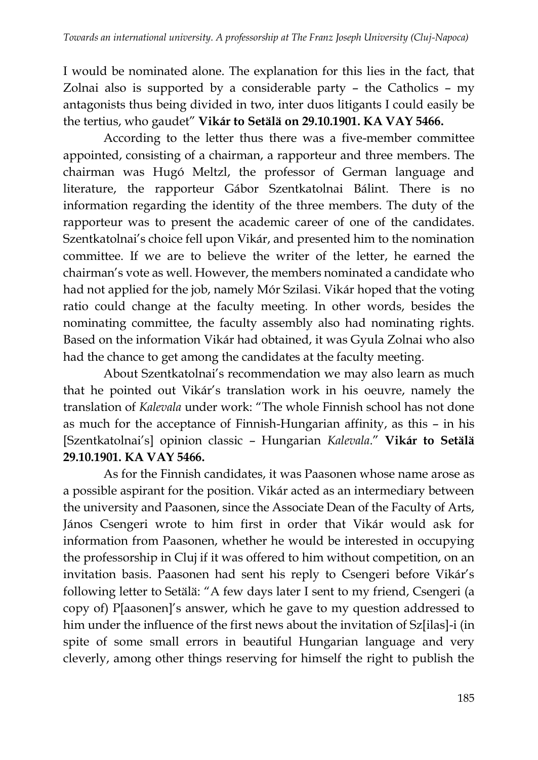I would be nominated alone. The explanation for this lies in the fact, that Zolnai also is supported by a considerable party – the Catholics – my antagonists thus being divided in two, inter duos litigants I could easily be the tertius, who gaudet" **Vikár to Setälä on 29.10.1901. KA VAY 5466.**

According to the letter thus there was a five-member committee appointed, consisting of a chairman, a rapporteur and three members. The chairman was Hugó Meltzl, the professor of German language and literature, the rapporteur Gábor Szentkatolnai Bálint. There is no information regarding the identity of the three members. The duty of the rapporteur was to present the academic career of one of the candidates. Szentkatolnai's choice fell upon Vikár, and presented him to the nomination committee. If we are to believe the writer of the letter, he earned the chairman's vote as well. However, the members nominated a candidate who had not applied for the job, namely Mór Szilasi. Vikár hoped that the voting ratio could change at the faculty meeting. In other words, besides the nominating committee, the faculty assembly also had nominating rights. Based on the information Vikár had obtained, it was Gyula Zolnai who also had the chance to get among the candidates at the faculty meeting.

About Szentkatolnai's recommendation we may also learn as much that he pointed out Vikár's translation work in his oeuvre, namely the translation of *Kalevala* under work: "The whole Finnish school has not done as much for the acceptance of Finnish-Hungarian affinity, as this – in his [Szentkatolnai's] opinion classic – Hungarian *Kalevala*." **Vikár to Setälä 29.10.1901. KA VAY 5466.**

As for the Finnish candidates, it was Paasonen whose name arose as a possible aspirant for the position. Vikár acted as an intermediary between the university and Paasonen, since the Associate Dean of the Faculty of Arts, János Csengeri wrote to him first in order that Vikár would ask for information from Paasonen, whether he would be interested in occupying the professorship in Cluj if it was offered to him without competition, on an invitation basis. Paasonen had sent his reply to Csengeri before Vikár's following letter to Setälä: "A few days later I sent to my friend, Csengeri (a copy of) P[aasonen]'s answer, which he gave to my question addressed to him under the influence of the first news about the invitation of Sz[ilas]-i (in spite of some small errors in beautiful Hungarian language and very cleverly, among other things reserving for himself the right to publish the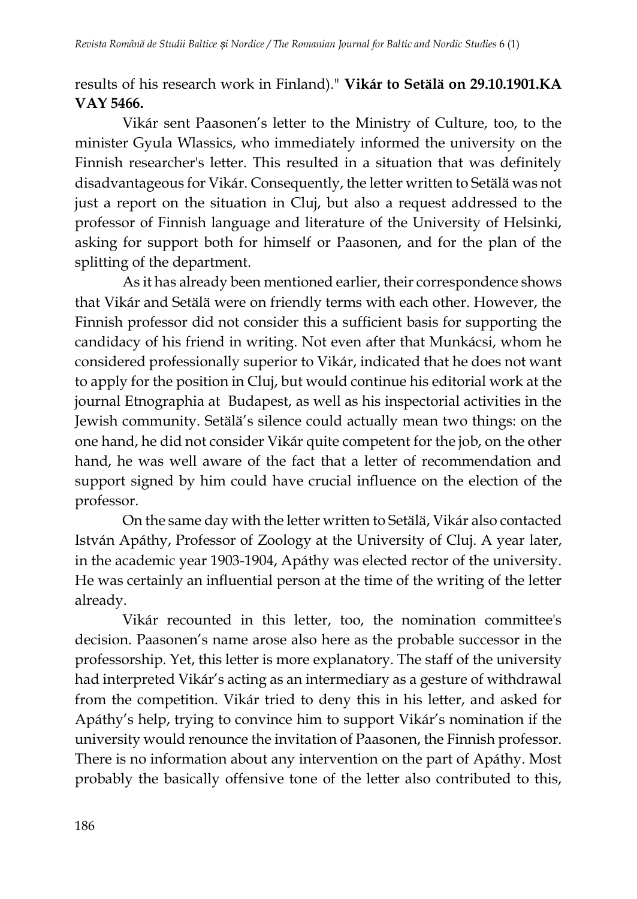results of his research work in Finland)." **Vikár to Setälä on 29.10.1901.KA VAY 5466.**

Vikár sent Paasonen's letter to the Ministry of Culture, too, to the minister Gyula Wlassics, who immediately informed the university on the Finnish researcher's letter. This resulted in a situation that was definitely disadvantageous for Vikár. Consequently, the letter written to Setälä was not just a report on the situation in Cluj, but also a request addressed to the professor of Finnish language and literature of the University of Helsinki, asking for support both for himself or Paasonen, and for the plan of the splitting of the department.

As it has already been mentioned earlier, their correspondence shows that Vikár and Setälä were on friendly terms with each other. However, the Finnish professor did not consider this a sufficient basis for supporting the candidacy of his friend in writing. Not even after that Munkácsi, whom he considered professionally superior to Vikár, indicated that he does not want to apply for the position in Cluj, but would continue his editorial work at the journal Etnographia at Budapest, as well as his inspectorial activities in the Jewish community. Setälä's silence could actually mean two things: on the one hand, he did not consider Vikár quite competent for the job, on the other hand, he was well aware of the fact that a letter of recommendation and support signed by him could have crucial influence on the election of the professor.

On the same day with the letter written to Setälä, Vikár also contacted István Apáthy, Professor of Zoology at the University of Cluj. A year later, in the academic year 1903-1904, Apáthy was elected rector of the university. He was certainly an influential person at the time of the writing of the letter already.

Vikár recounted in this letter, too, the nomination committee's decision. Paasonen's name arose also here as the probable successor in the professorship. Yet, this letter is more explanatory. The staff of the university had interpreted Vikár's acting as an intermediary as a gesture of withdrawal from the competition. Vikár tried to deny this in his letter, and asked for Apáthy's help, trying to convince him to support Vikár's nomination if the university would renounce the invitation of Paasonen, the Finnish professor. There is no information about any intervention on the part of Apáthy. Most probably the basically offensive tone of the letter also contributed to this,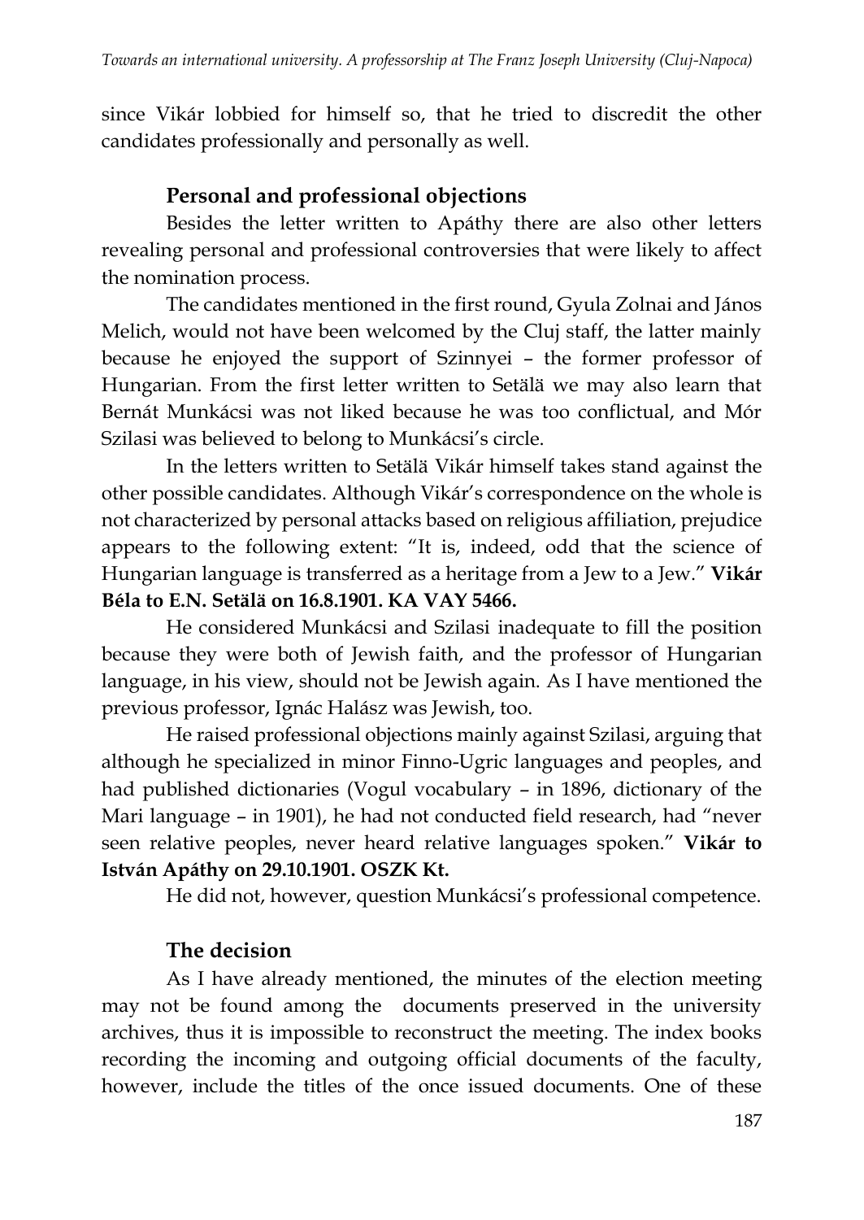since Vikár lobbied for himself so, that he tried to discredit the other candidates professionally and personally as well.

### Personal and professional objections

Besides the letter written to Apáthy there are also other letters revealing personal and professional controversies that were likely to affect the nomination process.

The candidates mentioned in the first round, Gyula Zolnai and János Melich, would not have been welcomed by the Cluj staff, the latter mainly because he enjoyed the support of Szinnyei – the former professor of Hungarian. From the first letter written to Setälä we may also learn that Bernát Munkácsi was not liked because he was too conflictual, and Mór Szilasi was believed to belong to Munkácsi's circle.

In the letters written to Setälä Vikár himself takes stand against the other possible candidates. Although Vikár's correspondence on the whole is not characterized by personal attacks based on religious affiliation, prejudice appears to the following extent: "It is, indeed, odd that the science of Hungarian language is transferred as a heritage from a Jew to a Jew." **Vikár Béla to E.N. Setälä on 16.8.1901. KA VAY 5466.**

He considered Munkácsi and Szilasi inadequate to fill the position because they were both of Jewish faith, and the professor of Hungarian language, in his view, should not be Jewish again. As I have mentioned the previous professor, Ignác Halász was Jewish, too.

He raised professional objections mainly against Szilasi, arguing that although he specialized in minor Finno-Ugric languages and peoples, and had published dictionaries (Vogul vocabulary – in 1896, dictionary of the Mari language – in 1901), he had not conducted field research, had "never seen relative peoples, never heard relative languages spoken." **Vikár to István Apáthy on 29.10.1901. OSZK Kt.**

He did not, however, question Munkácsi's professional competence.

### The decision

As I have already mentioned, the minutes of the election meeting may not be found among the documents preserved in the university archives, thus it is impossible to reconstruct the meeting. The index books recording the incoming and outgoing official documents of the faculty, however, include the titles of the once issued documents. One of these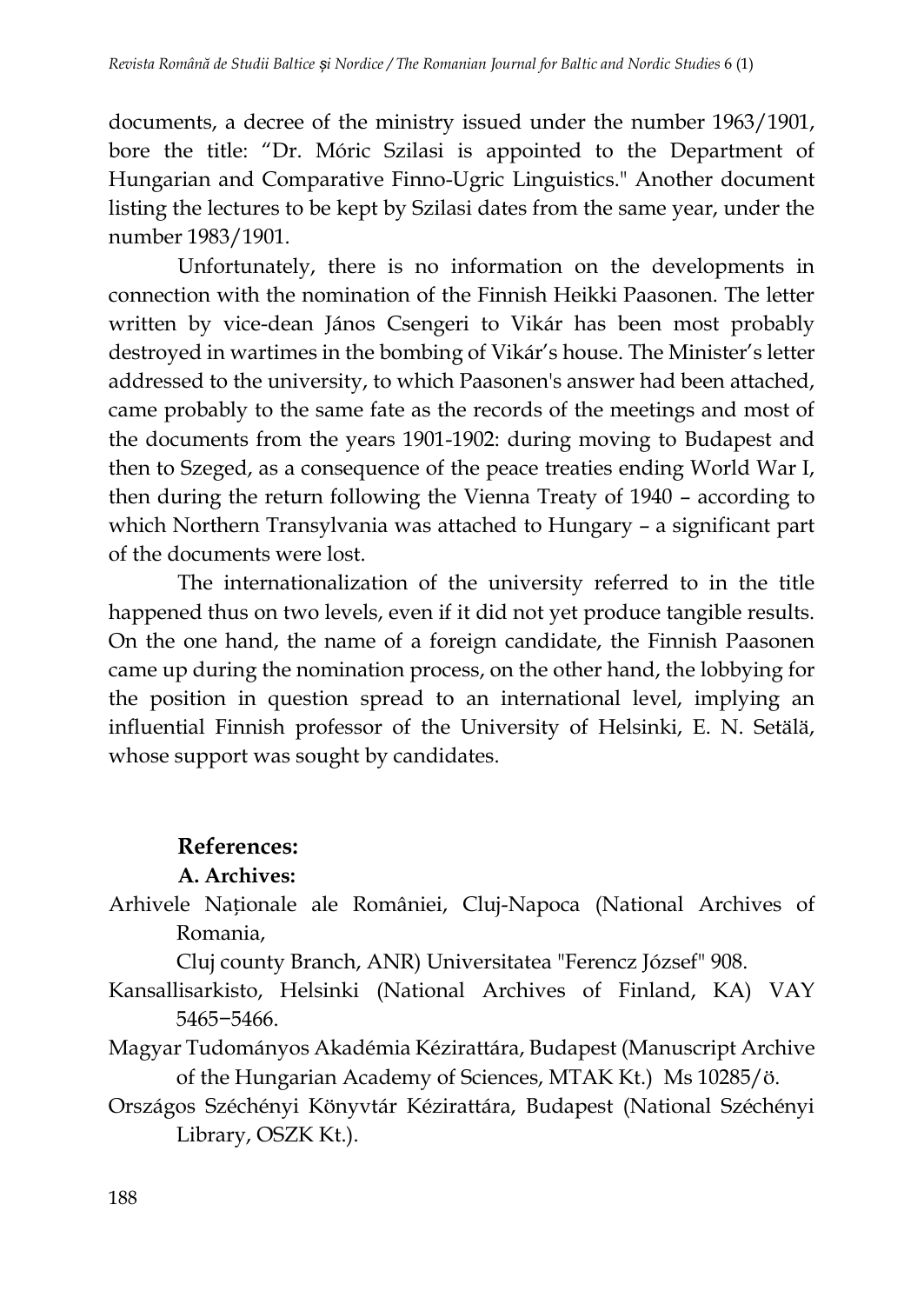documents, a decree of the ministry issued under the number 1963/1901, bore the title: "Dr. Móric Szilasi is appointed to the Department of Hungarian and Comparative Finno-Ugric Linguistics." Another document listing the lectures to be kept by Szilasi dates from the same year, under the number 1983/1901.

Unfortunately, there is no information on the developments in connection with the nomination of the Finnish Heikki Paasonen. The letter written by vice-dean János Csengeri to Vikár has been most probably destroyed in wartimes in the bombing of Vikár's house. The Minister's letter addressed to the university, to which Paasonen's answer had been attached, came probably to the same fate as the records of the meetings and most of the documents from the years 1901-1902: during moving to Budapest and then to Szeged, as a consequence of the peace treaties ending World War I, then during the return following the Vienna Treaty of 1940 – according to which Northern Transylvania was attached to Hungary – a significant part of the documents were lost.

The internationalization of the university referred to in the title happened thus on two levels, even if it did not yet produce tangible results. On the one hand, the name of a foreign candidate, the Finnish Paasonen came up during the nomination process, on the other hand, the lobbying for the position in question spread to an international level, implying an influential Finnish professor of the University of Helsinki, E. N. Setälä, whose support was sought by candidates.

## References:

### A. Archives:

Arhivele Naționale ale României, Cluj-Napoca (National Archives of Romania,
Cluj county Branch, ANR) Universitatea "Ferencz József" 908.

Kansallisarkisto, Helsinki (National Archives of Finland, KA) VAY 5465−5466.

Magyar Tudományos Akadémia Kézirattára, Budapest (Manuscript Archive of the Hungarian Academy of Sciences, MTAK Kt.) Ms 10285/ö.

Országos Széchényi Könyvtár Kézirattára, Budapest (National Széchényi Library, OSZK Kt.).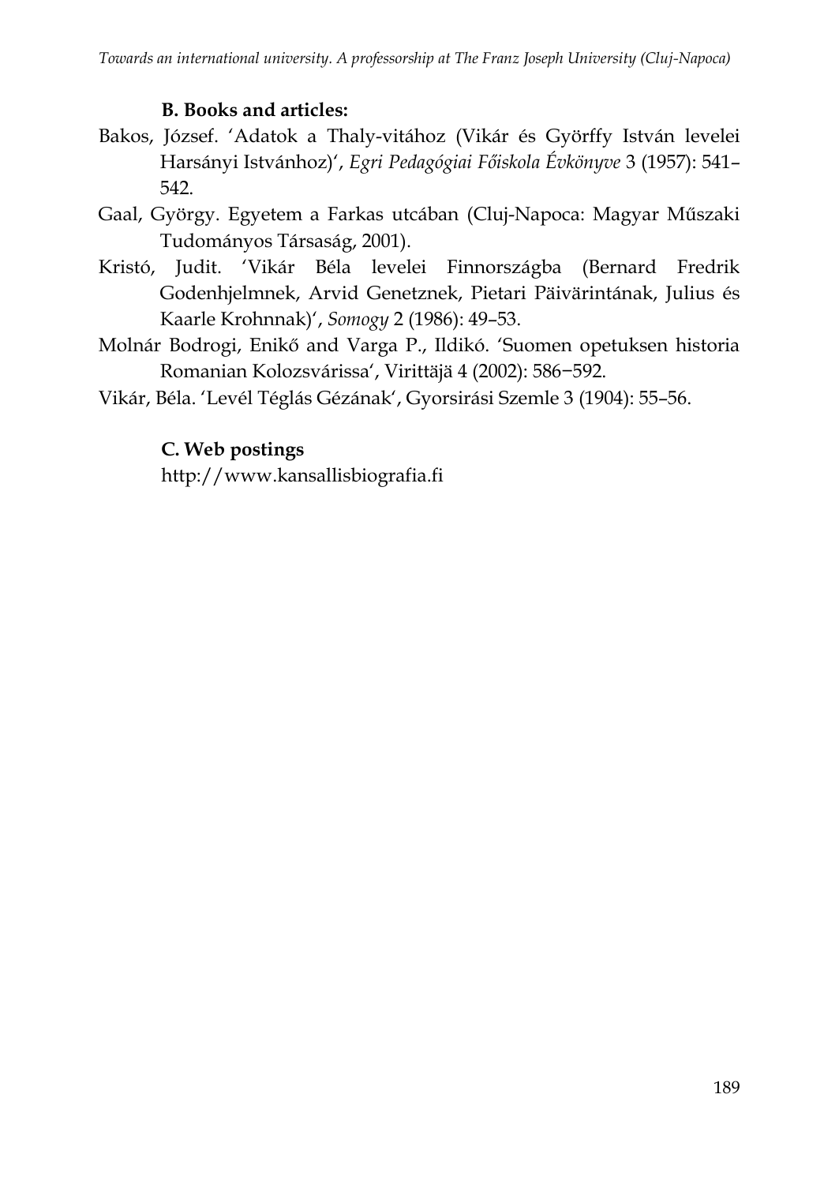**B. Books and articles:**

Bakos, József. 'Adatok a Thaly-vitához (Vikár és Györffy István levelei Harsányi Istvánhoz)', *Egri Pedagógiai Főiskola Évkönyve* 3 (1957): 541–542.

Gaal, György. Egyetem a Farkas utcában (Cluj-Napoca: Magyar Műszaki Tudományos Társaság, 2001).

Kristó, Judit. 'Vikár Béla levelei Finnországba (Bernard Fredrik Godenhjelmnek, Arvid Genetznek, Pietari Päivärintának, Julius és Kaarle Krohnnak)', *Somogy* 2 (1986): 49–53.

Molnár Bodrogi, Enikő and Varga P., Ildikó. 'Suomen opetuksen historia Romanian Kolozsvárissa', Virittäjä 4 (2002): 586−592.

Vikár, Béla. 'Levél Téglás Gézának', Gyorsirási Szemle 3 (1904): 55–56.

**C. Web postings**

http://www.kansallisbiografia.fi